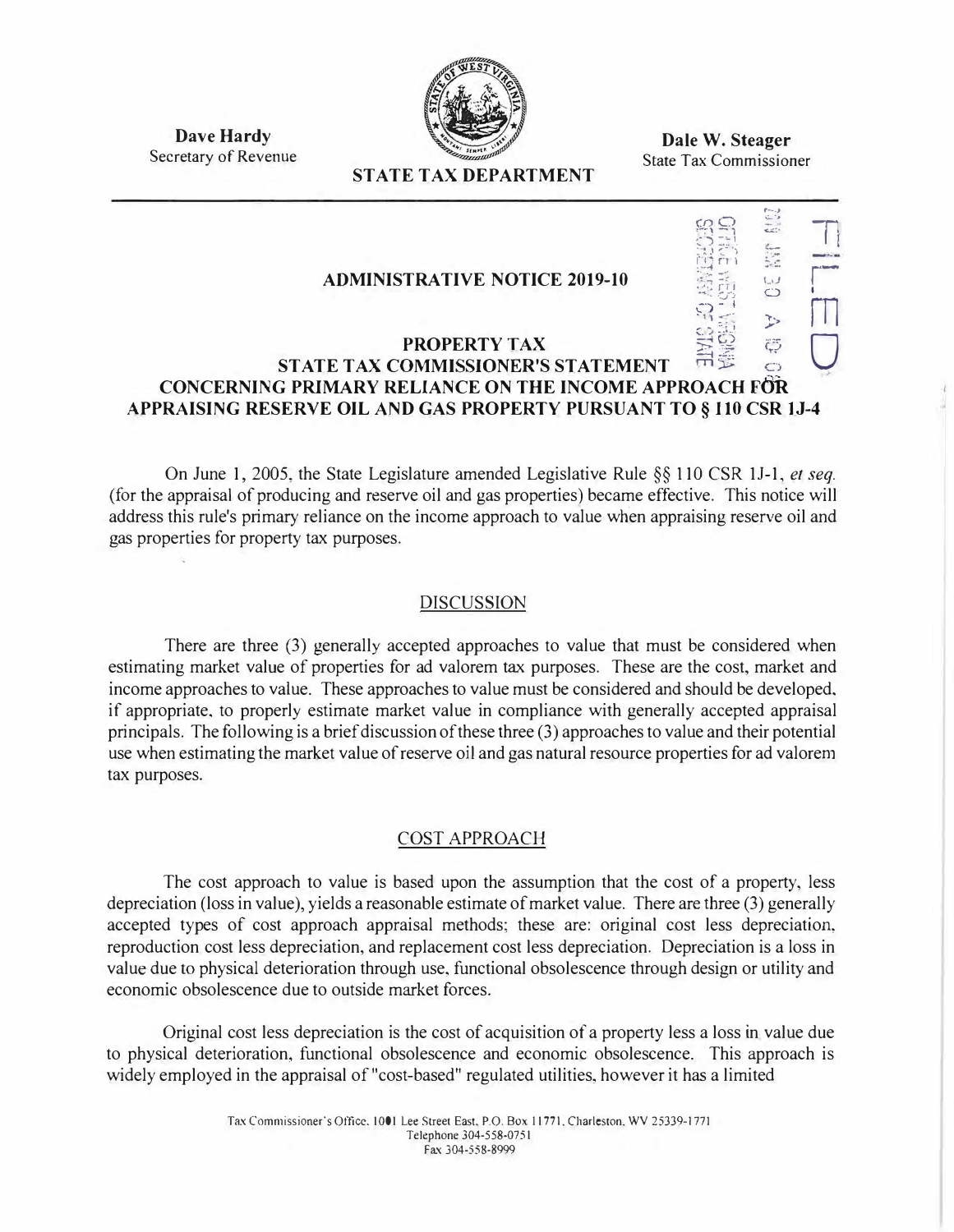**Dave Hardy**
Secretary of Revenue

**STATE TAX DEPARTMENT**

**Dale W. Steager**
State Tax Commissioner

FILED

## ADMINISTRATIVE NOTICE 2019-10

## PROPERTY TAX
## STATE TAX COMMISSIONER'S STATEMENT CONCERNING PRIMARY RELIANCE ON THE INCOME APPROACH FOR APPRAISING RESERVE OIL AND GAS PROPERTY PURSUANT TO § 110 CSR 1J-4

On June 1, 2005, the State Legislature amended Legislative Rule §§ 110 CSR 1J-1, *et seq.* (for the appraisal of producing and reserve oil and gas properties) became effective. This notice will address this rule's primary reliance on the income approach to value when appraising reserve oil and gas properties for property tax purposes.

### DISCUSSION

There are three (3) generally accepted approaches to value that must be considered when estimating market value of properties for ad valorem tax purposes. These are the cost, market and income approaches to value. These approaches to value must be considered and should be developed, if appropriate, to properly estimate market value in compliance with generally accepted appraisal principals. The following is a brief discussion of these three (3) approaches to value and their potential use when estimating the market value of reserve oil and gas natural resource properties for ad valorem tax purposes.

### COST APPROACH

The cost approach to value is based upon the assumption that the cost of a property, less depreciation (loss in value), yields a reasonable estimate of market value. There are three (3) generally accepted types of cost approach appraisal methods; these are: original cost less depreciation, reproduction cost less depreciation, and replacement cost less depreciation. Depreciation is a loss in value due to physical deterioration through use, functional obsolescence through design or utility and economic obsolescence due to outside market forces.

Original cost less depreciation is the cost of acquisition of a property less a loss in value due to physical deterioration, functional obsolescence and economic obsolescence. This approach is widely employed in the appraisal of "cost-based" regulated utilities, however it has a limited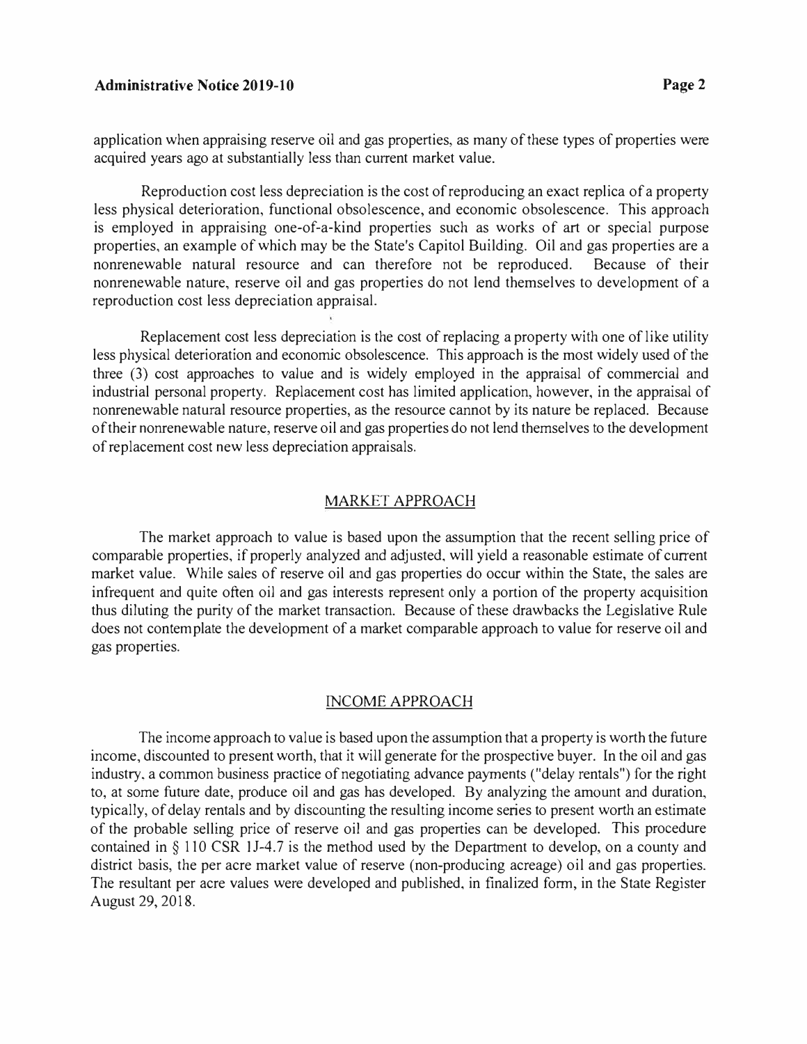application when appraising reserve oil and gas properties, as many of these types of properties were acquired years ago at substantially less than current market value.

Reproduction cost less depreciation is the cost of reproducing an exact replica of a property less physical deterioration, functional obsolescence, and economic obsolescence. This approach is employed in appraising one-of-a-kind properties such as works of art or special purpose properties, an example of which may be the State's Capitol Building. Oil and gas properties are a nonrenewable natural resource and can therefore not be reproduced. Because of their nonrenewable nature, reserve oil and gas properties do not lend themselves to development of a reproduction cost less depreciation appraisal.

Replacement cost less depreciation is the cost of replacing a property with one of like utility less physical deterioration and economic obsolescence. This approach is the most widely used of the three (3) cost approaches to value and is widely employed in the appraisal of commercial and industrial personal property. Replacement cost has limited application, however, in the appraisal of nonrenewable natural resource properties, as the resource cannot by its nature be replaced. Because of their nonrenewable nature, reserve oil and gas properties do not lend themselves to the development of replacement cost new less depreciation appraisals.

## MARKET APPROACH

The market approach to value is based upon the assumption that the recent selling price of comparable properties, if properly analyzed and adjusted, will yield a reasonable estimate of current market value. While sales of reserve oil and gas properties do occur within the State, the sales are infrequent and quite often oil and gas interests represent only a portion of the property acquisition thus diluting the purity of the market transaction. Because of these drawbacks the Legislative Rule does not contemplate the development of a market comparable approach to value for reserve oil and gas properties.

## INCOME APPROACH

The income approach to value is based upon the assumption that a property is worth the future income, discounted to present worth, that it will generate for the prospective buyer. In the oil and gas industry, a common business practice of negotiating advance payments ("delay rentals") for the right to, at some future date, produce oil and gas has developed. By analyzing the amount and duration, typically, of delay rentals and by discounting the resulting income series to present worth an estimate of the probable selling price of reserve oil and gas properties can be developed. This procedure contained in § 110 CSR 1J-4.7 is the method used by the Department to develop, on a county and district basis, the per acre market value of reserve (non-producing acreage) oil and gas properties. The resultant per acre values were developed and published, in finalized form, in the State Register August 29, 2018.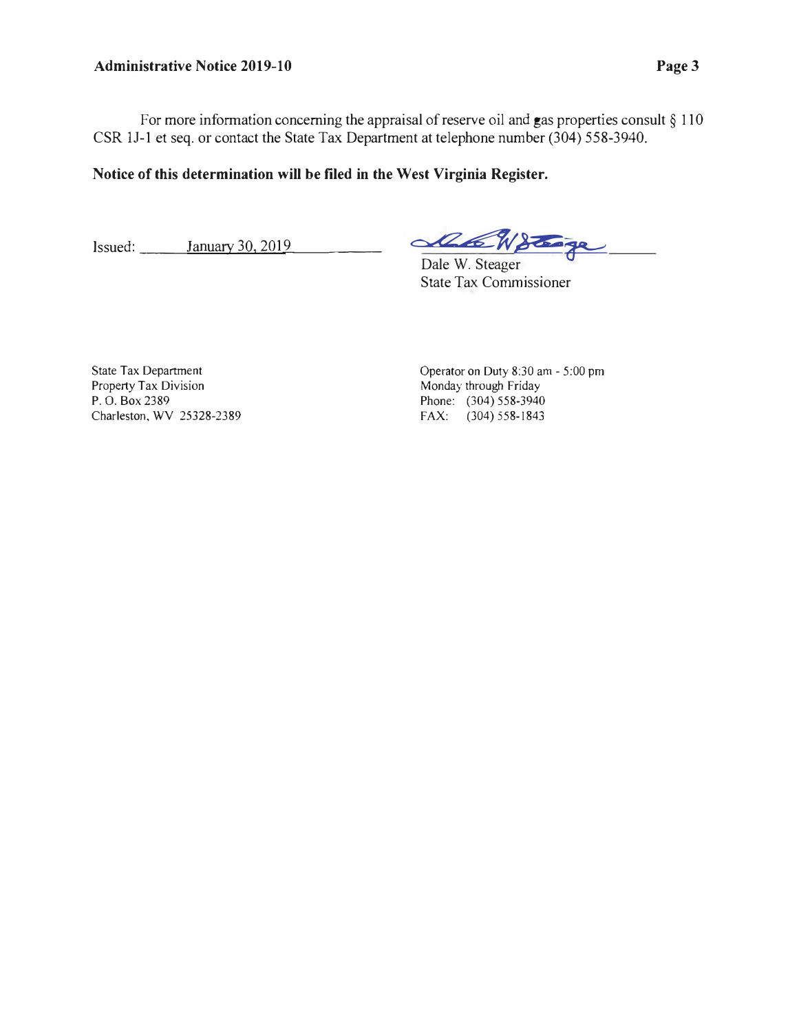For more information concerning the appraisal of reserve oil and gas properties consult § 110 CSR 1J-1 et seq. or contact the State Tax Department at telephone number (304) 558-3940.

**Notice of this determination will be filed in the West Virginia Register.**

Issued: January 30, 2019

Dale W. Steager
State Tax Commissioner

State Tax Department
Property Tax Division
P. O. Box 2389
Charleston, WV 25328-2389

Operator on Duty 8:30 am - 5:00 pm
Monday through Friday
Phone: (304) 558-3940
FAX: (304) 558-1843